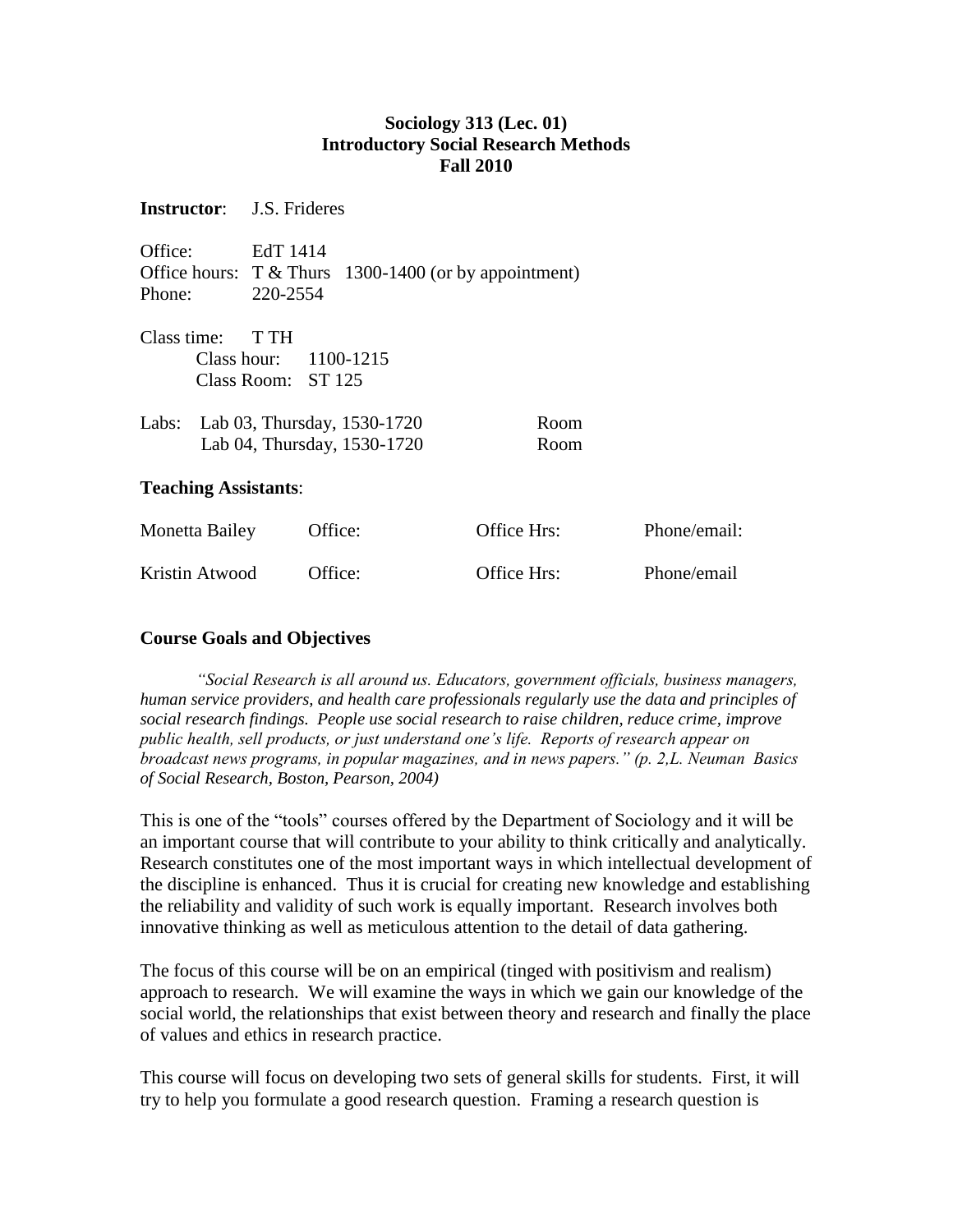**Sociology 313 (Lec. 01)**
**Introductory Social Research Methods**
**Fall 2010**

**Instructor**: J.S. Frideres

Office: EdT 1414
Office hours: T & Thurs 1300-1400 (or by appointment)
Phone: 220-2554

Class time: T TH
Class hour: 1100-1215
Class Room: ST 125

Labs: Lab 03, Thursday, 1530-1720 Room
Lab 04, Thursday, 1530-1720 Room

**Teaching Assistants**:

| | | | |
|---|---|---|---|
| Monetta Bailey | Office: | Office Hrs: | Phone/email: |
| Kristin Atwood | Office: | Office Hrs: | Phone/email |

## Course Goals and Objectives

*"Social Research is all around us. Educators, government officials, business managers, human service providers, and health care professionals regularly use the data and principles of social research findings. People use social research to raise children, reduce crime, improve public health, sell products, or just understand one's life. Reports of research appear on broadcast news programs, in popular magazines, and in news papers." (p. 2,L. Neuman Basics of Social Research, Boston, Pearson, 2004)*

This is one of the "tools" courses offered by the Department of Sociology and it will be an important course that will contribute to your ability to think critically and analytically. Research constitutes one of the most important ways in which intellectual development of the discipline is enhanced. Thus it is crucial for creating new knowledge and establishing the reliability and validity of such work is equally important. Research involves both innovative thinking as well as meticulous attention to the detail of data gathering.

The focus of this course will be on an empirical (tinged with positivism and realism) approach to research. We will examine the ways in which we gain our knowledge of the social world, the relationships that exist between theory and research and finally the place of values and ethics in research practice.

This course will focus on developing two sets of general skills for students. First, it will try to help you formulate a good research question. Framing a research question is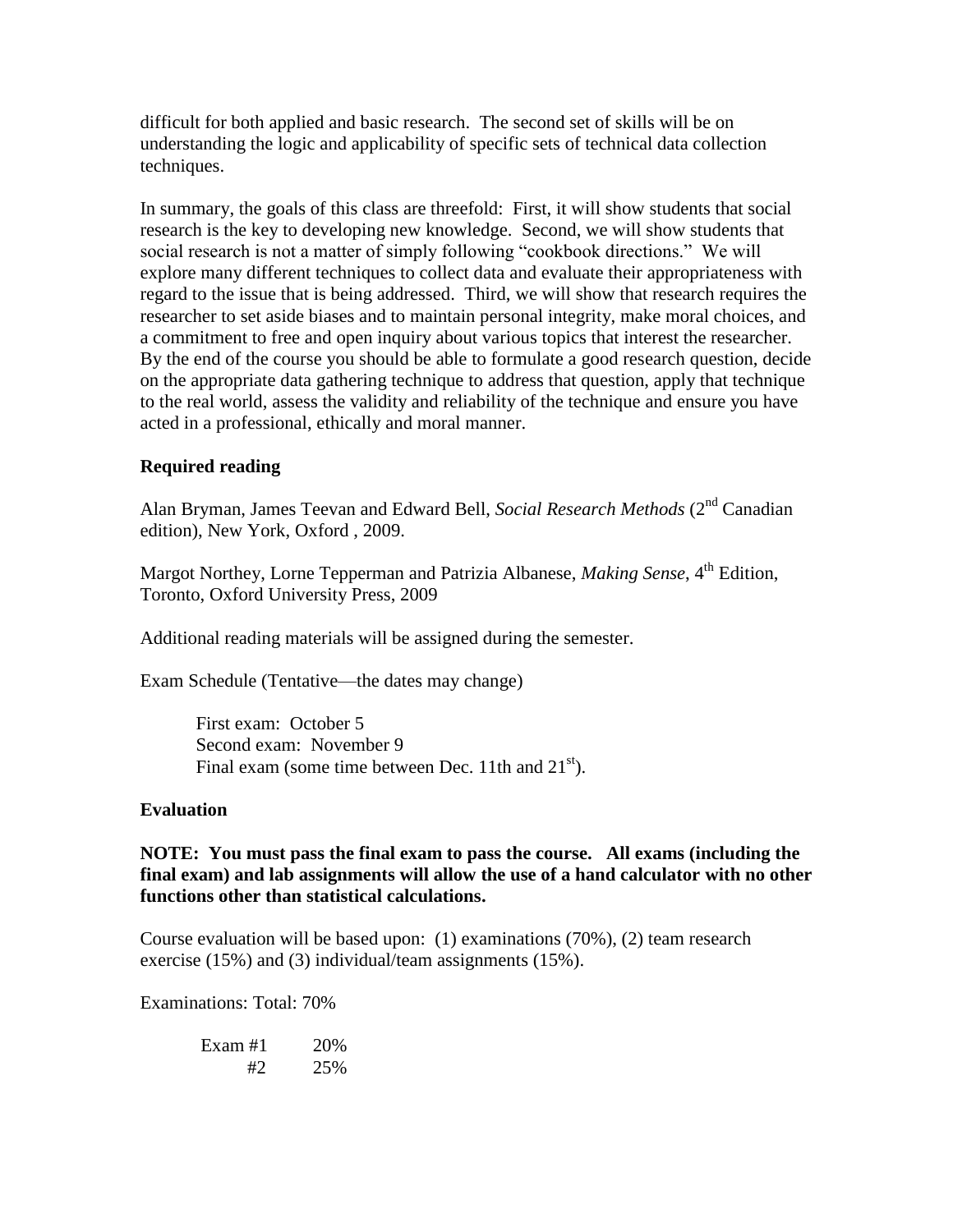difficult for both applied and basic research. The second set of skills will be on understanding the logic and applicability of specific sets of technical data collection techniques.

In summary, the goals of this class are threefold: First, it will show students that social research is the key to developing new knowledge. Second, we will show students that social research is not a matter of simply following "cookbook directions." We will explore many different techniques to collect data and evaluate their appropriateness with regard to the issue that is being addressed. Third, we will show that research requires the researcher to set aside biases and to maintain personal integrity, make moral choices, and a commitment to free and open inquiry about various topics that interest the researcher. By the end of the course you should be able to formulate a good research question, decide on the appropriate data gathering technique to address that question, apply that technique to the real world, assess the validity and reliability of the technique and ensure you have acted in a professional, ethically and moral manner.

### Required reading

Alan Bryman, James Teevan and Edward Bell, *Social Research Methods* (2nd Canadian edition), New York, Oxford , 2009.

Margot Northey, Lorne Tepperman and Patrizia Albanese, *Making Sense*, 4th Edition, Toronto, Oxford University Press, 2009

Additional reading materials will be assigned during the semester.

Exam Schedule (Tentative—the dates may change)

First exam: October 5
Second exam: November 9
Final exam (some time between Dec. 11th and 21st).

### Evaluation

**NOTE: You must pass the final exam to pass the course. All exams (including the final exam) and lab assignments will allow the use of a hand calculator with no other functions other than statistical calculations.**

Course evaluation will be based upon: (1) examinations (70%), (2) team research exercise (15%) and (3) individual/team assignments (15%).

Examinations: Total: 70%

| | |
|---|---|
| Exam #1 | 20% |
| #2 | 25% |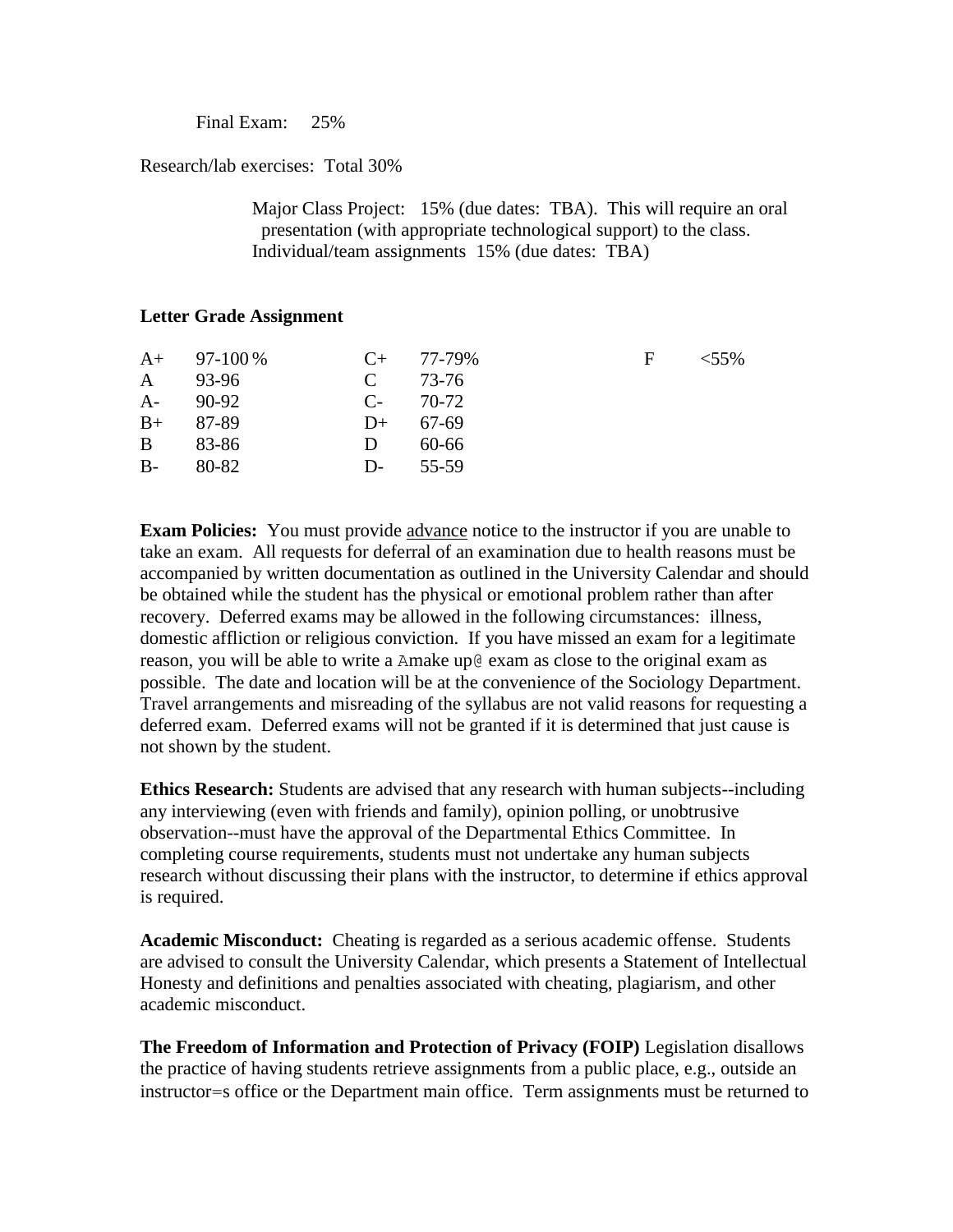Final Exam: 25%

Research/lab exercises: Total 30%

Major Class Project: 15% (due dates: TBA). This will require an oral presentation (with appropriate technological support) to the class.
Individual/team assignments 15% (due dates: TBA)

**Letter Grade Assignment**

| | | | | | |
|---|---|---|---|---|---|
| A+ | 97-100 % | C+ | 77-79% | F | <55% |
| A | 93-96 | C | 73-76 | | |
| A- | 90-92 | C- | 70-72 | | |
| B+ | 87-89 | D+ | 67-69 | | |
| B | 83-86 | D | 60-66 | | |
| B- | 80-82 | D- | 55-59 | | |

**Exam Policies:** You must provide <u>advance</u> notice to the instructor if you are unable to take an exam. All requests for deferral of an examination due to health reasons must be accompanied by written documentation as outlined in the University Calendar and should be obtained while the student has the physical or emotional problem rather than after recovery. Deferred exams may be allowed in the following circumstances: illness, domestic affliction or religious conviction. If you have missed an exam for a legitimate reason, you will be able to write a Amake up@ exam as close to the original exam as possible. The date and location will be at the convenience of the Sociology Department. Travel arrangements and misreading of the syllabus are not valid reasons for requesting a deferred exam. Deferred exams will not be granted if it is determined that just cause is not shown by the student.

**Ethics Research:** Students are advised that any research with human subjects--including any interviewing (even with friends and family), opinion polling, or unobtrusive observation--must have the approval of the Departmental Ethics Committee. In completing course requirements, students must not undertake any human subjects research without discussing their plans with the instructor, to determine if ethics approval is required.

**Academic Misconduct:** Cheating is regarded as a serious academic offense. Students are advised to consult the University Calendar, which presents a Statement of Intellectual Honesty and definitions and penalties associated with cheating, plagiarism, and other academic misconduct.

**The Freedom of Information and Protection of Privacy (FOIP)** Legislation disallows the practice of having students retrieve assignments from a public place, e.g., outside an instructor=s office or the Department main office. Term assignments must be returned to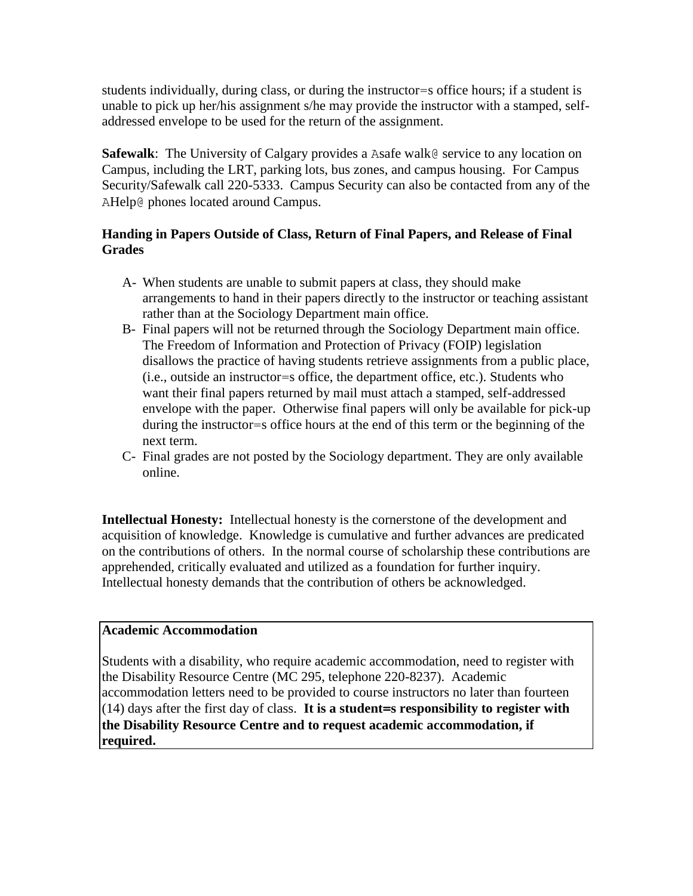students individually, during class, or during the instructor=s office hours; if a student is unable to pick up her/his assignment s/he may provide the instructor with a stamped, self-addressed envelope to be used for the return of the assignment.

**Safewalk**: The University of Calgary provides a Asafe walk@ service to any location on Campus, including the LRT, parking lots, bus zones, and campus housing. For Campus Security/Safewalk call 220-5333. Campus Security can also be contacted from any of the AHelp@ phones located around Campus.

**Handing in Papers Outside of Class, Return of Final Papers, and Release of Final Grades**

A- When students are unable to submit papers at class, they should make arrangements to hand in their papers directly to the instructor or teaching assistant rather than at the Sociology Department main office.

B- Final papers will not be returned through the Sociology Department main office. The Freedom of Information and Protection of Privacy (FOIP) legislation disallows the practice of having students retrieve assignments from a public place, (i.e., outside an instructor=s office, the department office, etc.). Students who want their final papers returned by mail must attach a stamped, self-addressed envelope with the paper. Otherwise final papers will only be available for pick-up during the instructor=s office hours at the end of this term or the beginning of the next term.

C- Final grades are not posted by the Sociology department. They are only available online.

**Intellectual Honesty:** Intellectual honesty is the cornerstone of the development and acquisition of knowledge. Knowledge is cumulative and further advances are predicated on the contributions of others. In the normal course of scholarship these contributions are apprehended, critically evaluated and utilized as a foundation for further inquiry. Intellectual honesty demands that the contribution of others be acknowledged.

**Academic Accommodation**

Students with a disability, who require academic accommodation, need to register with the Disability Resource Centre (MC 295, telephone 220-8237). Academic accommodation letters need to be provided to course instructors no later than fourteen (14) days after the first day of class. **It is a student=s responsibility to register with the Disability Resource Centre and to request academic accommodation, if required.**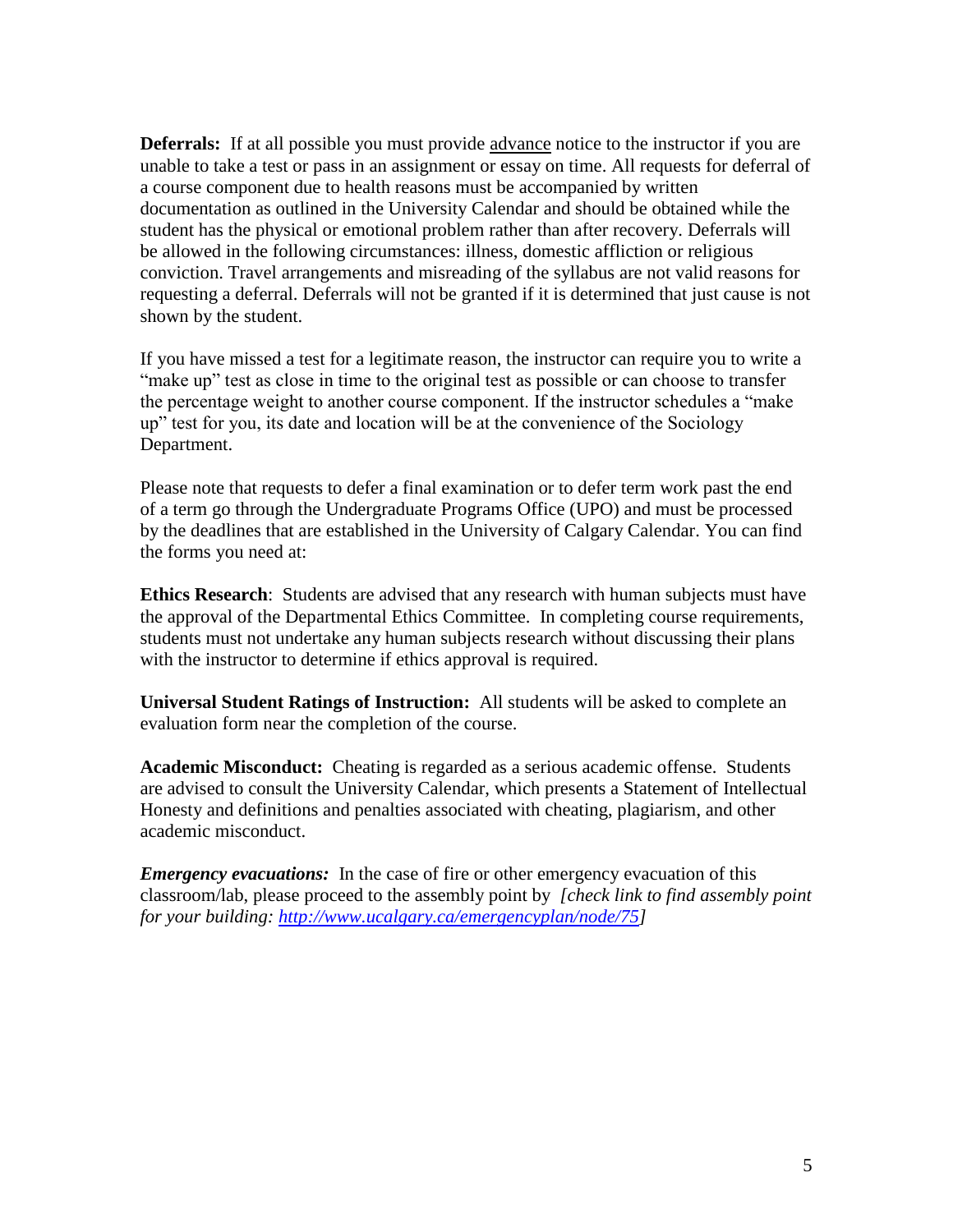**Deferrals:** If at all possible you must provide advance notice to the instructor if you are unable to take a test or pass in an assignment or essay on time. All requests for deferral of a course component due to health reasons must be accompanied by written documentation as outlined in the University Calendar and should be obtained while the student has the physical or emotional problem rather than after recovery. Deferrals will be allowed in the following circumstances: illness, domestic affliction or religious conviction. Travel arrangements and misreading of the syllabus are not valid reasons for requesting a deferral. Deferrals will not be granted if it is determined that just cause is not shown by the student.

If you have missed a test for a legitimate reason, the instructor can require you to write a "make up" test as close in time to the original test as possible or can choose to transfer the percentage weight to another course component. If the instructor schedules a "make up" test for you, its date and location will be at the convenience of the Sociology Department.

Please note that requests to defer a final examination or to defer term work past the end of a term go through the Undergraduate Programs Office (UPO) and must be processed by the deadlines that are established in the University of Calgary Calendar. You can find the forms you need at:

**Ethics Research**: Students are advised that any research with human subjects must have the approval of the Departmental Ethics Committee. In completing course requirements, students must not undertake any human subjects research without discussing their plans with the instructor to determine if ethics approval is required.

**Universal Student Ratings of Instruction:** All students will be asked to complete an evaluation form near the completion of the course.

**Academic Misconduct:** Cheating is regarded as a serious academic offense. Students are advised to consult the University Calendar, which presents a Statement of Intellectual Honesty and definitions and penalties associated with cheating, plagiarism, and other academic misconduct.

***Emergency evacuations:*** In the case of fire or other emergency evacuation of this classroom/lab, please proceed to the assembly point by *[check link to find assembly point for your building: http://www.ucalgary.ca/emergencyplan/node/75]*